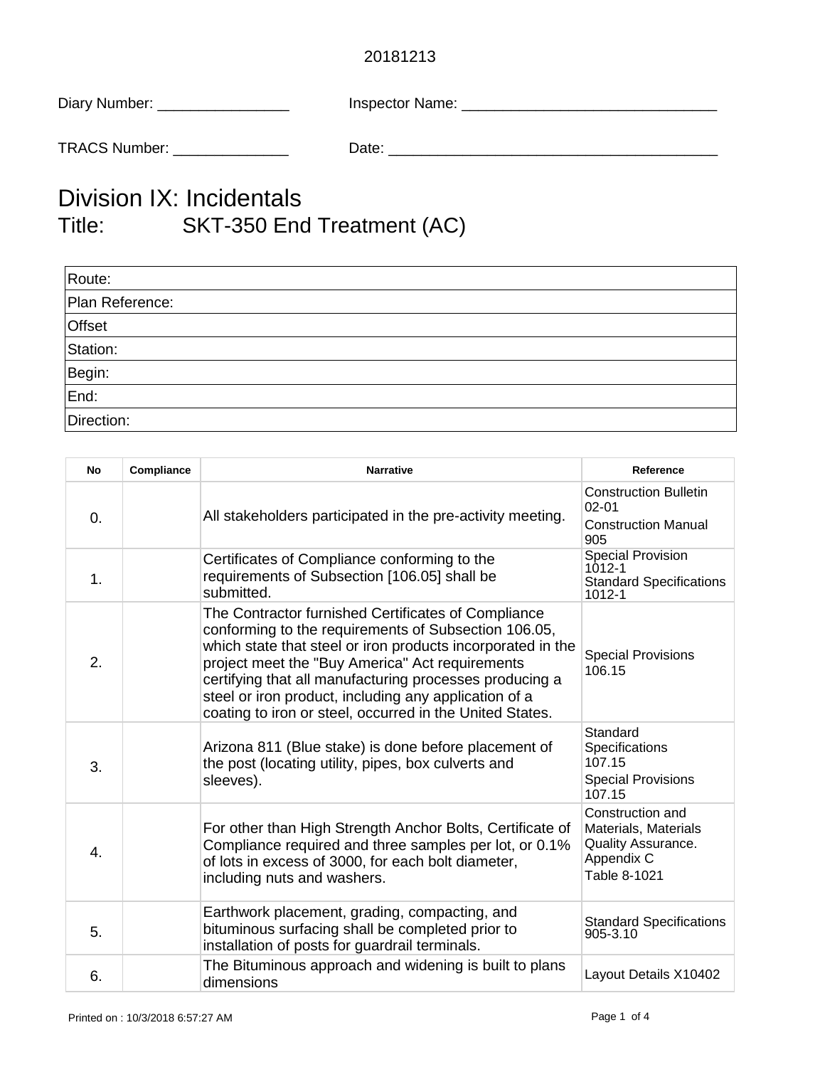20181213

Diary Number: ________________ Inspector Name: _______________________________

TRACS Number: ______________ Date: ________________________________________

# Division IX: Incidentals

## Title: SKT-350 End Treatment (AC)

| Route: |
|---|
| Plan Reference: |
| Offset |
| Station: |
| Begin: |
| End: |
| Direction: |

| No | Compliance | Narrative | Reference |
|---|---|---|---|
| 0. | | All stakeholders participated in the pre-activity meeting. | Construction Bulletin 02-01<br>Construction Manual 905 |
| 1. | | Certificates of Compliance conforming to the requirements of Subsection [106.05] shall be submitted. | Special Provision 1012-1<br>Standard Specifications 1012-1 |
| 2. | | The Contractor furnished Certificates of Compliance conforming to the requirements of Subsection 106.05, which state that steel or iron products incorporated in the project meet the "Buy America" Act requirements certifying that all manufacturing processes producing a steel or iron product, including any application of a coating to iron or steel, occurred in the United States. | Special Provisions 106.15 |
| 3. | | Arizona 811 (Blue stake) is done before placement of the post (locating utility, pipes, box culverts and sleeves). | Standard Specifications 107.15<br>Special Provisions 107.15 |
| 4. | | For other than High Strength Anchor Bolts, Certificate of Compliance required and three samples per lot, or 0.1% of lots in excess of 3000, for each bolt diameter, including nuts and washers. | Construction and Materials, Materials Quality Assurance. Appendix C<br>Table 8-1021 |
| 5. | | Earthwork placement, grading, compacting, and bituminous surfacing shall be completed prior to installation of posts for guardrail terminals. | Standard Specifications 905-3.10 |
| 6. | | The Bituminous approach and widening is built to plans dimensions | Layout Details X10402 |

Printed on : 10/3/2018 6:57:27 AM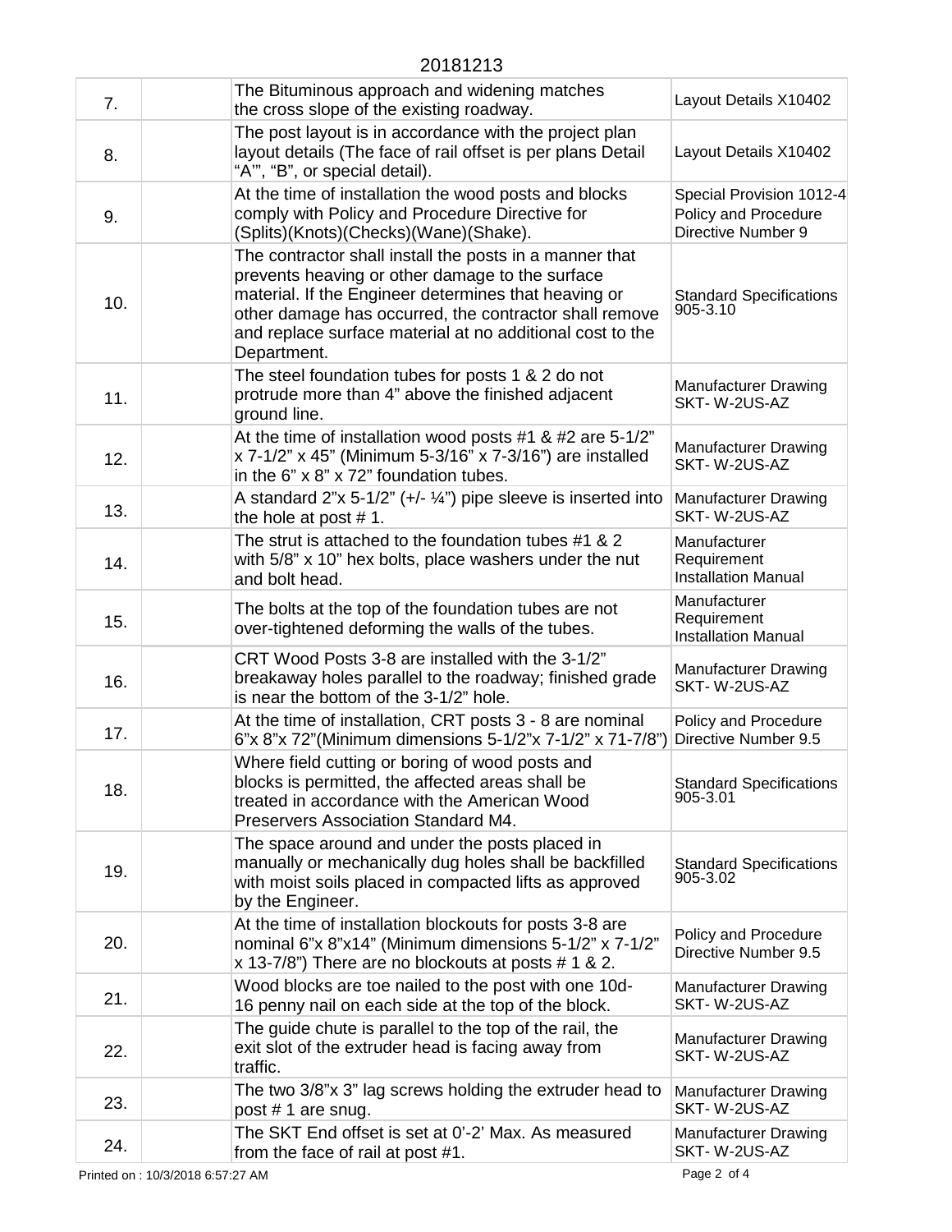20181213

| | | | |
|---|---|---|---|
| 7. | | The Bituminous approach and widening matches the cross slope of the existing roadway. | Layout Details X10402 |
| 8. | | The post layout is in accordance with the project plan layout details (The face of rail offset is per plans Detail "A'", "B", or special detail). | Layout Details X10402 |
| 9. | | At the time of installation the wood posts and blocks comply with Policy and Procedure Directive for (Splits)(Knots)(Checks)(Wane)(Shake). | Special Provision 1012-4 Policy and Procedure Directive Number 9 |
| 10. | | The contractor shall install the posts in a manner that prevents heaving or other damage to the surface material. If the Engineer determines that heaving or other damage has occurred, the contractor shall remove and replace surface material at no additional cost to the Department. | Standard Specifications 905-3.10 |
| 11. | | The steel foundation tubes for posts 1 & 2 do not protrude more than 4" above the finished adjacent ground line. | Manufacturer Drawing SKT- W-2US-AZ |
| 12. | | At the time of installation wood posts #1 & #2 are 5-1/2" x 7-1/2" x 45" (Minimum 5-3/16" x 7-3/16") are installed in the 6" x 8" x 72" foundation tubes. | Manufacturer Drawing SKT- W-2US-AZ |
| 13. | | A standard 2"x 5-1/2" (+/- ¼") pipe sleeve is inserted into the hole at post # 1. | Manufacturer Drawing SKT- W-2US-AZ |
| 14. | | The strut is attached to the foundation tubes #1 & 2 with 5/8" x 10" hex bolts, place washers under the nut and bolt head. | Manufacturer Requirement Installation Manual |
| 15. | | The bolts at the top of the foundation tubes are not over-tightened deforming the walls of the tubes. | Manufacturer Requirement Installation Manual |
| 16. | | CRT Wood Posts 3-8 are installed with the 3-1/2" breakaway holes parallel to the roadway; finished grade is near the bottom of the 3-1/2" hole. | Manufacturer Drawing SKT- W-2US-AZ |
| 17. | | At the time of installation, CRT posts 3 - 8 are nominal 6"x 8"x 72"(Minimum dimensions 5-1/2"x 7-1/2" x 71-7/8") | Policy and Procedure Directive Number 9.5 |
| 18. | | Where field cutting or boring of wood posts and blocks is permitted, the affected areas shall be treated in accordance with the American Wood Preservers Association Standard M4. | Standard Specifications 905-3.01 |
| 19. | | The space around and under the posts placed in manually or mechanically dug holes shall be backfilled with moist soils placed in compacted lifts as approved by the Engineer. | Standard Specifications 905-3.02 |
| 20. | | At the time of installation blockouts for posts 3-8 are nominal 6"x 8"x14" (Minimum dimensions 5-1/2" x 7-1/2" x 13-7/8") There are no blockouts at posts # 1 & 2. | Policy and Procedure Directive Number 9.5 |
| 21. | | Wood blocks are toe nailed to the post with one 10d-16 penny nail on each side at the top of the block. | Manufacturer Drawing SKT- W-2US-AZ |
| 22. | | The guide chute is parallel to the top of the rail, the exit slot of the extruder head is facing away from traffic. | Manufacturer Drawing SKT- W-2US-AZ |
| 23. | | The two 3/8"x 3" lag screws holding the extruder head to post # 1 are snug. | Manufacturer Drawing SKT- W-2US-AZ |
| 24. | | The SKT End offset is set at 0'-2' Max. As measured from the face of rail at post #1. | Manufacturer Drawing SKT- W-2US-AZ |

Printed on : 10/3/2018 6:57:27 AM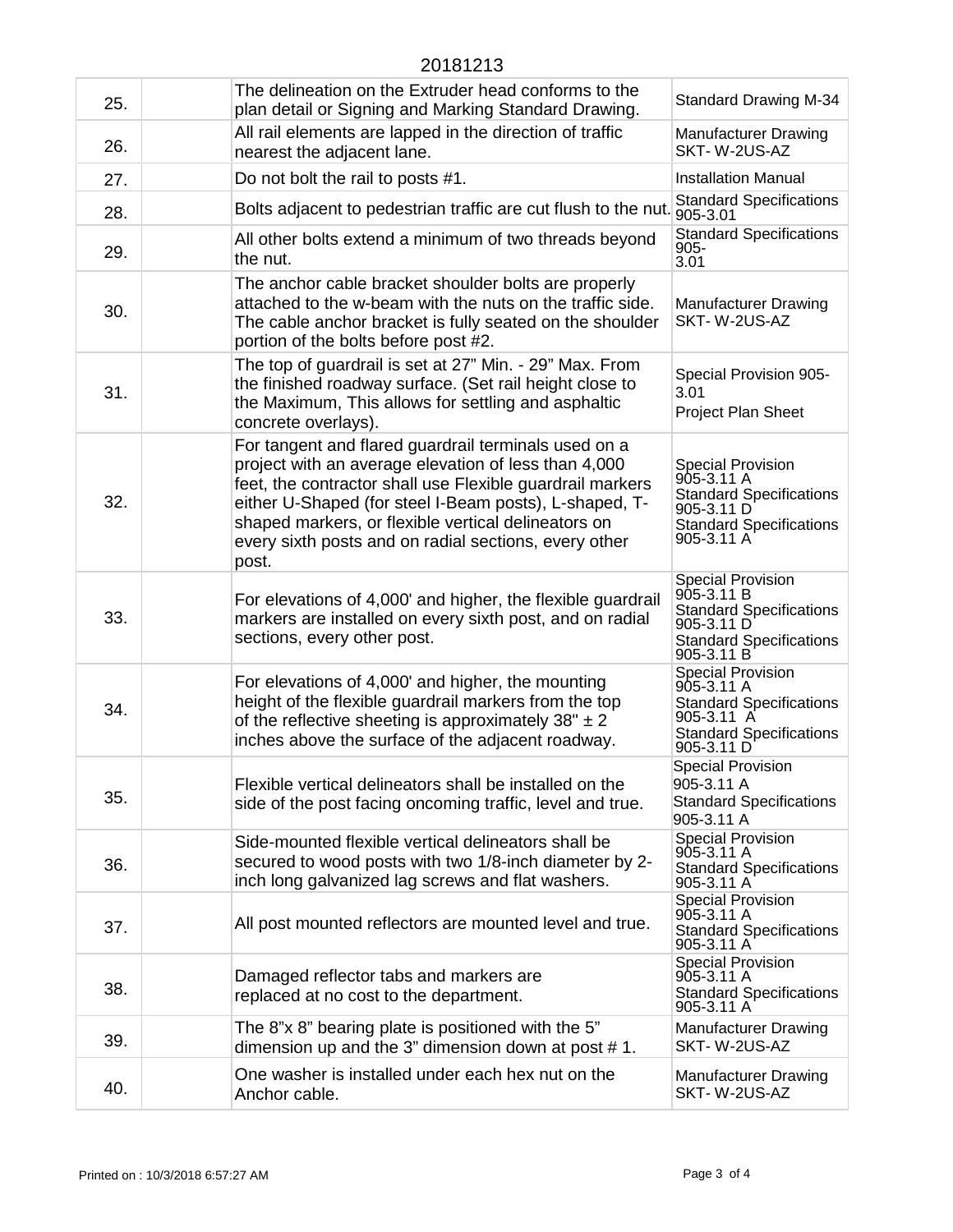20181213

| | | | |
|---|---|---|---|
| 25. | | The delineation on the Extruder head conforms to the plan detail or Signing and Marking Standard Drawing. | Standard Drawing M-34 |
| 26. | | All rail elements are lapped in the direction of traffic nearest the adjacent lane. | Manufacturer Drawing SKT- W-2US-AZ |
| 27. | | Do not bolt the rail to posts #1. | Installation Manual |
| 28. | | Bolts adjacent to pedestrian traffic are cut flush to the nut. | Standard Specifications 905-3.01 |
| 29. | | All other bolts extend a minimum of two threads beyond the nut. | Standard Specifications 905-3.01 |
| 30. | | The anchor cable bracket shoulder bolts are properly attached to the w-beam with the nuts on the traffic side. The cable anchor bracket is fully seated on the shoulder portion of the bolts before post #2. | Manufacturer Drawing SKT- W-2US-AZ |
| 31. | | The top of guardrail is set at 27" Min. - 29" Max. From the finished roadway surface. (Set rail height close to the Maximum, This allows for settling and asphaltic concrete overlays). | Special Provision 905-3.01<br>Project Plan Sheet |
| 32. | | For tangent and flared guardrail terminals used on a project with an average elevation of less than 4,000 feet, the contractor shall use Flexible guardrail markers either U-Shaped (for steel I-Beam posts), L-shaped, T-shaped markers, or flexible vertical delineators on every sixth posts and on radial sections, every other post. | Special Provision 905-3.11 A<br>Standard Specifications 905-3.11 D<br>Standard Specifications 905-3.11 A |
| 33. | | For elevations of 4,000' and higher, the flexible guardrail markers are installed on every sixth post, and on radial sections, every other post. | Special Provision 905-3.11 B<br>Standard Specifications 905-3.11 D<br>Standard Specifications 905-3.11 B |
| 34. | | For elevations of 4,000' and higher, the mounting height of the flexible guardrail markers from the top of the reflective sheeting is approximately 38" ± 2 inches above the surface of the adjacent roadway. | Special Provision 905-3.11 A<br>Standard Specifications 905-3.11 A<br>Standard Specifications 905-3.11 D |
| 35. | | Flexible vertical delineators shall be installed on the side of the post facing oncoming traffic, level and true. | Special Provision 905-3.11 A<br>Standard Specifications 905-3.11 A |
| 36. | | Side-mounted flexible vertical delineators shall be secured to wood posts with two 1/8-inch diameter by 2-inch long galvanized lag screws and flat washers. | Special Provision 905-3.11 A<br>Standard Specifications 905-3.11 A |
| 37. | | All post mounted reflectors are mounted level and true. | Special Provision 905-3.11 A<br>Standard Specifications 905-3.11 A |
| 38. | | Damaged reflector tabs and markers are replaced at no cost to the department. | Special Provision 905-3.11 A<br>Standard Specifications 905-3.11 A |
| 39. | | The 8"x 8" bearing plate is positioned with the 5" dimension up and the 3" dimension down at post # 1. | Manufacturer Drawing SKT- W-2US-AZ |
| 40. | | One washer is installed under each hex nut on the Anchor cable. | Manufacturer Drawing SKT- W-2US-AZ |

Printed on : 10/3/2018 6:57:27 AM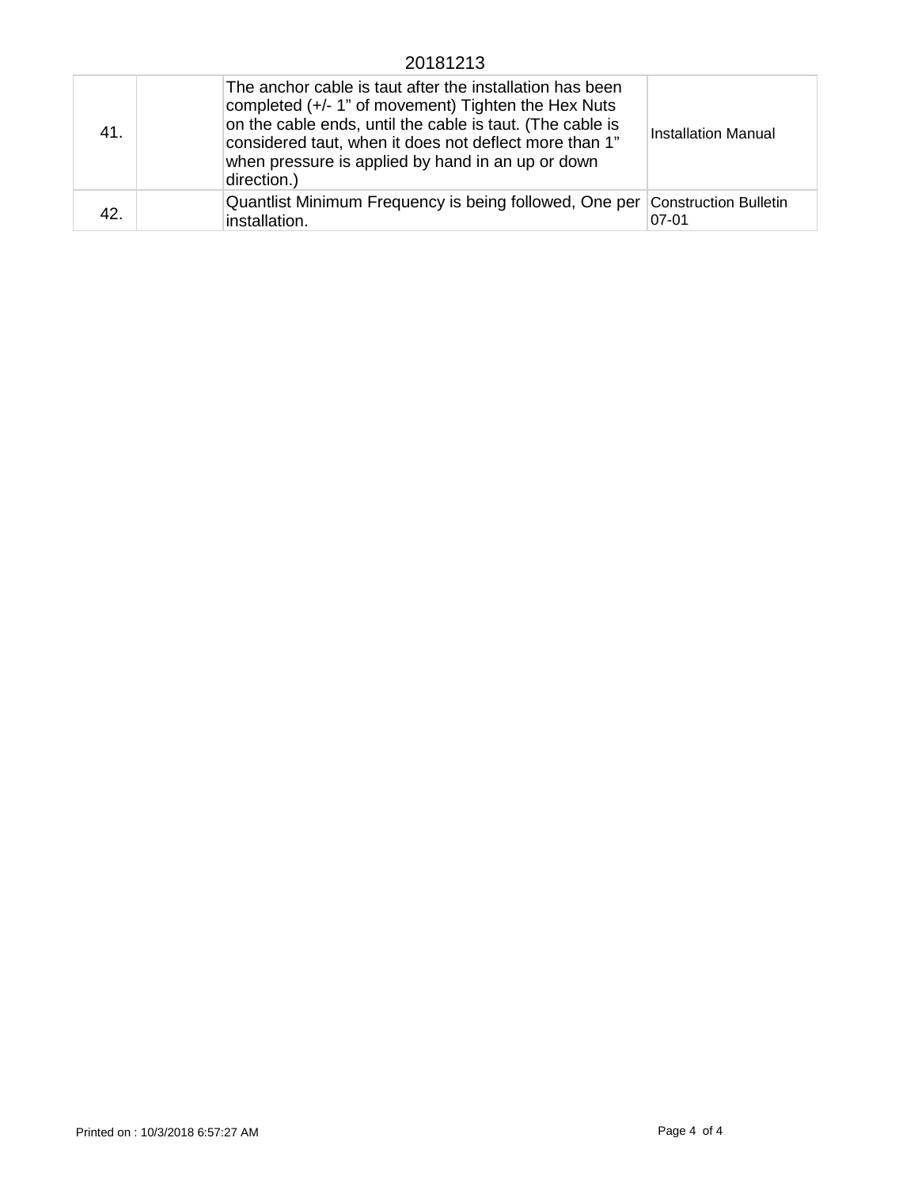| | | | |
|---|---|---|---|
| 41. | | The anchor cable is taut after the installation has been completed (+/- 1” of movement) Tighten the Hex Nuts on the cable ends, until the cable is taut. (The cable is considered taut, when it does not deflect more than 1” when pressure is applied by hand in an up or down direction.) | Installation Manual |
| 42. | | Quantlist Minimum Frequency is being followed, One per installation. | Construction Bulletin 07-01 |

Printed on : 10/3/2018 6:57:27 AM